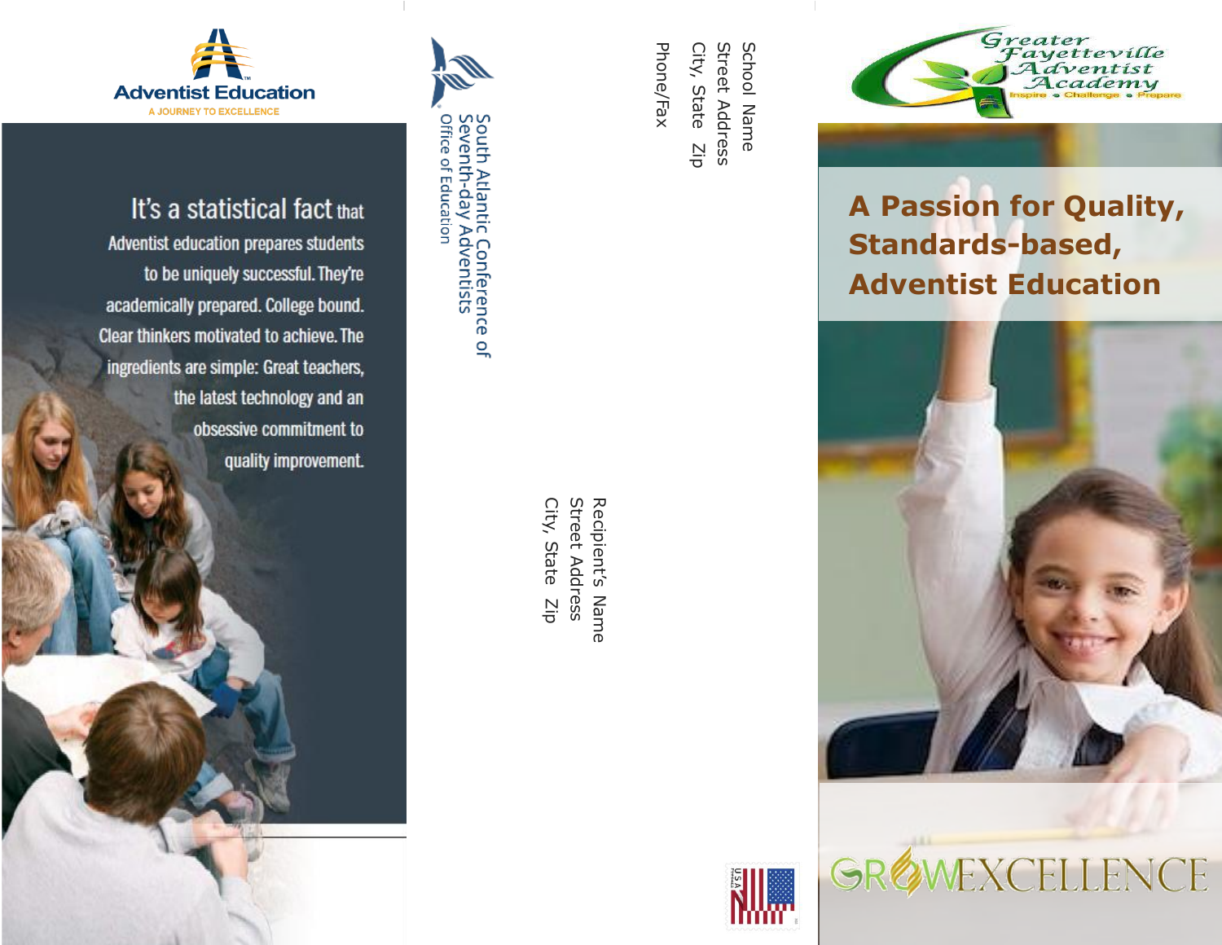Adventist Education

A JOURNEY TO EXCELLENCE

It's a statistical fact that Adventist education prepares students to be uniquely successful. They're academically prepared. College bound. Clear thinkers motivated to achieve. The ingredients are simple: Great teachers, the latest technology and an obsessive commitment to quality improvement.

South Atlantic Conference of Seventh-day Adventists
Office of Education

School Name
Street Address
City, State Zip
Phone/Fax

Recipient's Name
Street Address
City, State Zip

Greater Fayetteville Adventist Academy

Inspire • Challenge • Prepare

# A Passion for Quality, Standards-based, Adventist Education

GROW EXCELLENCE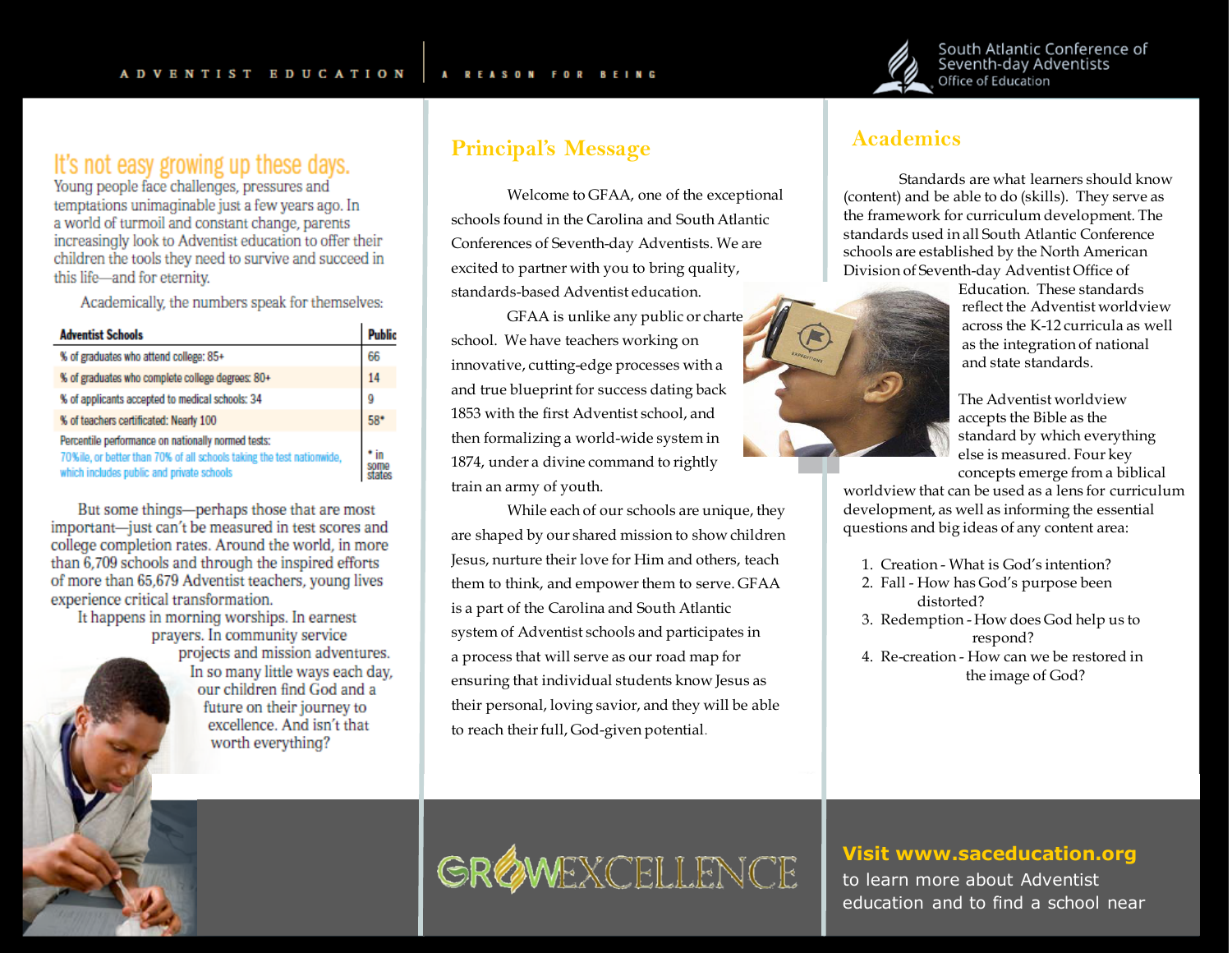# It's not easy growing up these days.

Young people face challenges, pressures and temptations unimaginable just a few years ago. In a world of turmoil and constant change, parents increasingly look to Adventist education to offer their children the tools they need to survive and succeed in this life—and for eternity.

Academically, the numbers speak for themselves:

| Adventist Schools | Public |
|---|---|
| % of graduates who attend college: 85+ | 66 |
| % of graduates who complete college degrees: 80+ | 14 |
| % of applicants accepted to medical schools: 34 | 9 |
| % of teachers certificated: Nearly 100 | 58* |
| Percentile performance on nationally normed tests: 70%ile, or better than 70% of all schools taking the test nationwide, which includes public and private schools | * in some states |

But some things—perhaps those that are most important—just can't be measured in test scores and college completion rates. Around the world, in more than 6,709 schools and through the inspired efforts of more than 65,679 Adventist teachers, young lives experience critical transformation.

It happens in morning worships. In earnest prayers. In community service projects and mission adventures. In so many little ways each day, our children find God and a future on their journey to excellence. And isn't that worth everything?

## Principal's Message

Welcome to GFAA, one of the exceptional schools found in the Carolina and South Atlantic Conferences of Seventh-day Adventists. We are excited to partner with you to bring quality, standards-based Adventist education.

GFAA is unlike any public or charter school. We have teachers working on innovative, cutting-edge processes with a and true blueprint for success dating back 1853 with the first Adventist school, and then formalizing a world-wide system in 1874, under a divine command to rightly train an army of youth.

While each of our schools are unique, they are shaped by our shared mission to show children Jesus, nurture their love for Him and others, teach them to think, and empower them to serve. GFAA is a part of the Carolina and South Atlantic system of Adventist schools and participates in a process that will serve as our road map for ensuring that individual students know Jesus as their personal, loving savior, and they will be able to reach their full, God-given potential.

GROWEXCELLENCE

## Academics

Standards are what learners should know (content) and be able to do (skills). They serve as the framework for curriculum development. The standards used in all South Atlantic Conference schools are established by the North American Division of Seventh-day Adventist Office of Education. These standards reflect the Adventist worldview across the K-12 curricula as well as the integration of national and state standards.

The Adventist worldview accepts the Bible as the standard by which everything else is measured. Four key concepts emerge from a biblical worldview that can be used as a lens for curriculum development, as well as informing the essential questions and big ideas of any content area:

1. Creation - What is God's intention?
2. Fall - How has God's purpose been distorted?
3. Redemption - How does God help us to respond?
4. Re-creation - How can we be restored in the image of God?

**Visit www.saceducation.org** to learn more about Adventist education and to find a school near